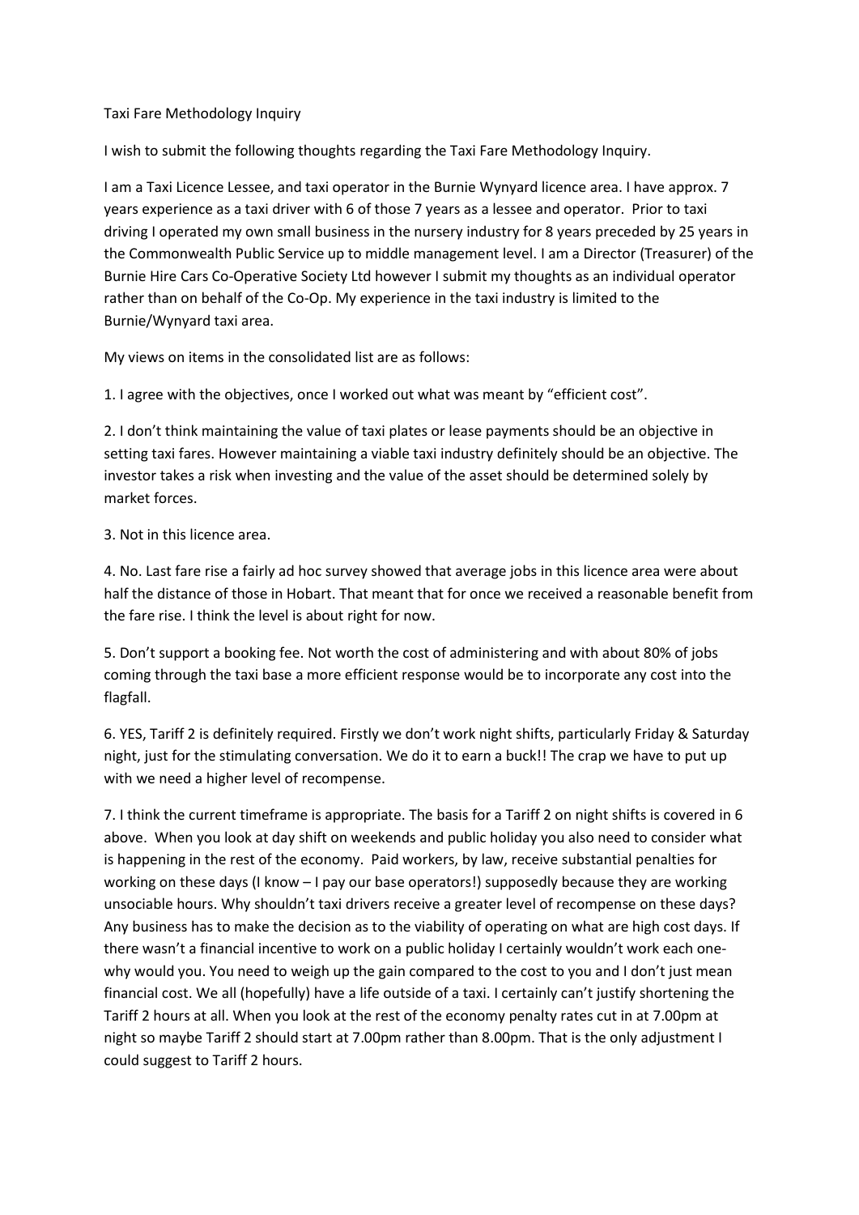Taxi Fare Methodology Inquiry

I wish to submit the following thoughts regarding the Taxi Fare Methodology Inquiry.

I am a Taxi Licence Lessee, and taxi operator in the Burnie Wynyard licence area. I have approx. 7 years experience as a taxi driver with 6 of those 7 years as a lessee and operator. Prior to taxi driving I operated my own small business in the nursery industry for 8 years preceded by 25 years in the Commonwealth Public Service up to middle management level. I am a Director (Treasurer) of the Burnie Hire Cars Co-Operative Society Ltd however I submit my thoughts as an individual operator rather than on behalf of the Co-Op. My experience in the taxi industry is limited to the Burnie/Wynyard taxi area.

My views on items in the consolidated list are as follows:

1. I agree with the objectives, once I worked out what was meant by "efficient cost".

2. I don't think maintaining the value of taxi plates or lease payments should be an objective in setting taxi fares. However maintaining a viable taxi industry definitely should be an objective. The investor takes a risk when investing and the value of the asset should be determined solely by market forces.

3. Not in this licence area.

4. No. Last fare rise a fairly ad hoc survey showed that average jobs in this licence area were about half the distance of those in Hobart. That meant that for once we received a reasonable benefit from the fare rise. I think the level is about right for now.

5. Don't support a booking fee. Not worth the cost of administering and with about 80% of jobs coming through the taxi base a more efficient response would be to incorporate any cost into the flagfall.

6. YES, Tariff 2 is definitely required. Firstly we don't work night shifts, particularly Friday & Saturday night, just for the stimulating conversation. We do it to earn a buck!! The crap we have to put up with we need a higher level of recompense.

7. I think the current timeframe is appropriate. The basis for a Tariff 2 on night shifts is covered in 6 above. When you look at day shift on weekends and public holiday you also need to consider what is happening in the rest of the economy. Paid workers, by law, receive substantial penalties for working on these days (I know – I pay our base operators!) supposedly because they are working unsociable hours. Why shouldn't taxi drivers receive a greater level of recompense on these days? Any business has to make the decision as to the viability of operating on what are high cost days. If there wasn't a financial incentive to work on a public holiday I certainly wouldn't work each one- why would you. You need to weigh up the gain compared to the cost to you and I don't just mean financial cost. We all (hopefully) have a life outside of a taxi. I certainly can't justify shortening the Tariff 2 hours at all. When you look at the rest of the economy penalty rates cut in at 7.00pm at night so maybe Tariff 2 should start at 7.00pm rather than 8.00pm. That is the only adjustment I could suggest to Tariff 2 hours.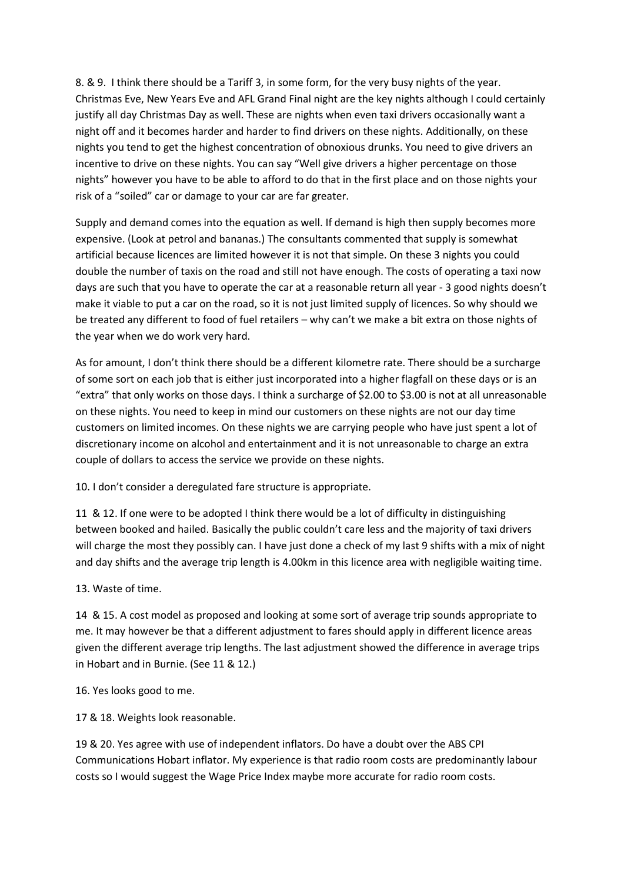8. & 9. I think there should be a Tariff 3, in some form, for the very busy nights of the year. Christmas Eve, New Years Eve and AFL Grand Final night are the key nights although I could certainly justify all day Christmas Day as well. These are nights when even taxi drivers occasionally want a night off and it becomes harder and harder to find drivers on these nights. Additionally, on these nights you tend to get the highest concentration of obnoxious drunks. You need to give drivers an incentive to drive on these nights. You can say "Well give drivers a higher percentage on those nights" however you have to be able to afford to do that in the first place and on those nights your risk of a "soiled" car or damage to your car are far greater.

Supply and demand comes into the equation as well. If demand is high then supply becomes more expensive. (Look at petrol and bananas.) The consultants commented that supply is somewhat artificial because licences are limited however it is not that simple. On these 3 nights you could double the number of taxis on the road and still not have enough. The costs of operating a taxi now days are such that you have to operate the car at a reasonable return all year - 3 good nights doesn't make it viable to put a car on the road, so it is not just limited supply of licences. So why should we be treated any different to food of fuel retailers – why can't we make a bit extra on those nights of the year when we do work very hard.

As for amount, I don't think there should be a different kilometre rate. There should be a surcharge of some sort on each job that is either just incorporated into a higher flagfall on these days or is an "extra" that only works on those days. I think a surcharge of $2.00 to $3.00 is not at all unreasonable on these nights. You need to keep in mind our customers on these nights are not our day time customers on limited incomes. On these nights we are carrying people who have just spent a lot of discretionary income on alcohol and entertainment and it is not unreasonable to charge an extra couple of dollars to access the service we provide on these nights.

10. I don't consider a deregulated fare structure is appropriate.

11 & 12. If one were to be adopted I think there would be a lot of difficulty in distinguishing between booked and hailed. Basically the public couldn't care less and the majority of taxi drivers will charge the most they possibly can. I have just done a check of my last 9 shifts with a mix of night and day shifts and the average trip length is 4.00km in this licence area with negligible waiting time.

13. Waste of time.

14 & 15. A cost model as proposed and looking at some sort of average trip sounds appropriate to me. It may however be that a different adjustment to fares should apply in different licence areas given the different average trip lengths. The last adjustment showed the difference in average trips in Hobart and in Burnie. (See 11 & 12.)

16. Yes looks good to me.

17 & 18. Weights look reasonable.

19 & 20. Yes agree with use of independent inflators. Do have a doubt over the ABS CPI Communications Hobart inflator. My experience is that radio room costs are predominantly labour costs so I would suggest the Wage Price Index maybe more accurate for radio room costs.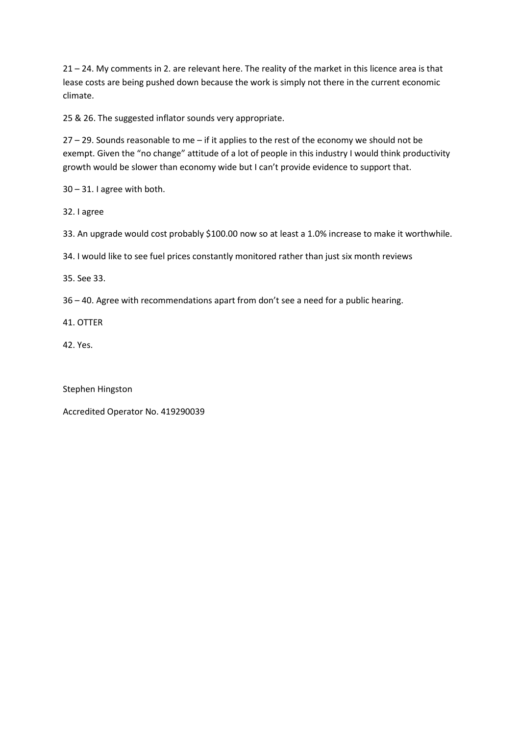21 – 24. My comments in 2. are relevant here. The reality of the market in this licence area is that lease costs are being pushed down because the work is simply not there in the current economic climate.

25 & 26. The suggested inflator sounds very appropriate.

27 – 29. Sounds reasonable to me – if it applies to the rest of the economy we should not be exempt. Given the "no change" attitude of a lot of people in this industry I would think productivity growth would be slower than economy wide but I can't provide evidence to support that.

30 – 31. I agree with both.

32. I agree

33. An upgrade would cost probably $100.00 now so at least a 1.0% increase to make it worthwhile.

34. I would like to see fuel prices constantly monitored rather than just six month reviews

35. See 33.

36 – 40. Agree with recommendations apart from don't see a need for a public hearing.

41. OTTER

42. Yes.

Stephen Hingston

Accredited Operator No. 419290039